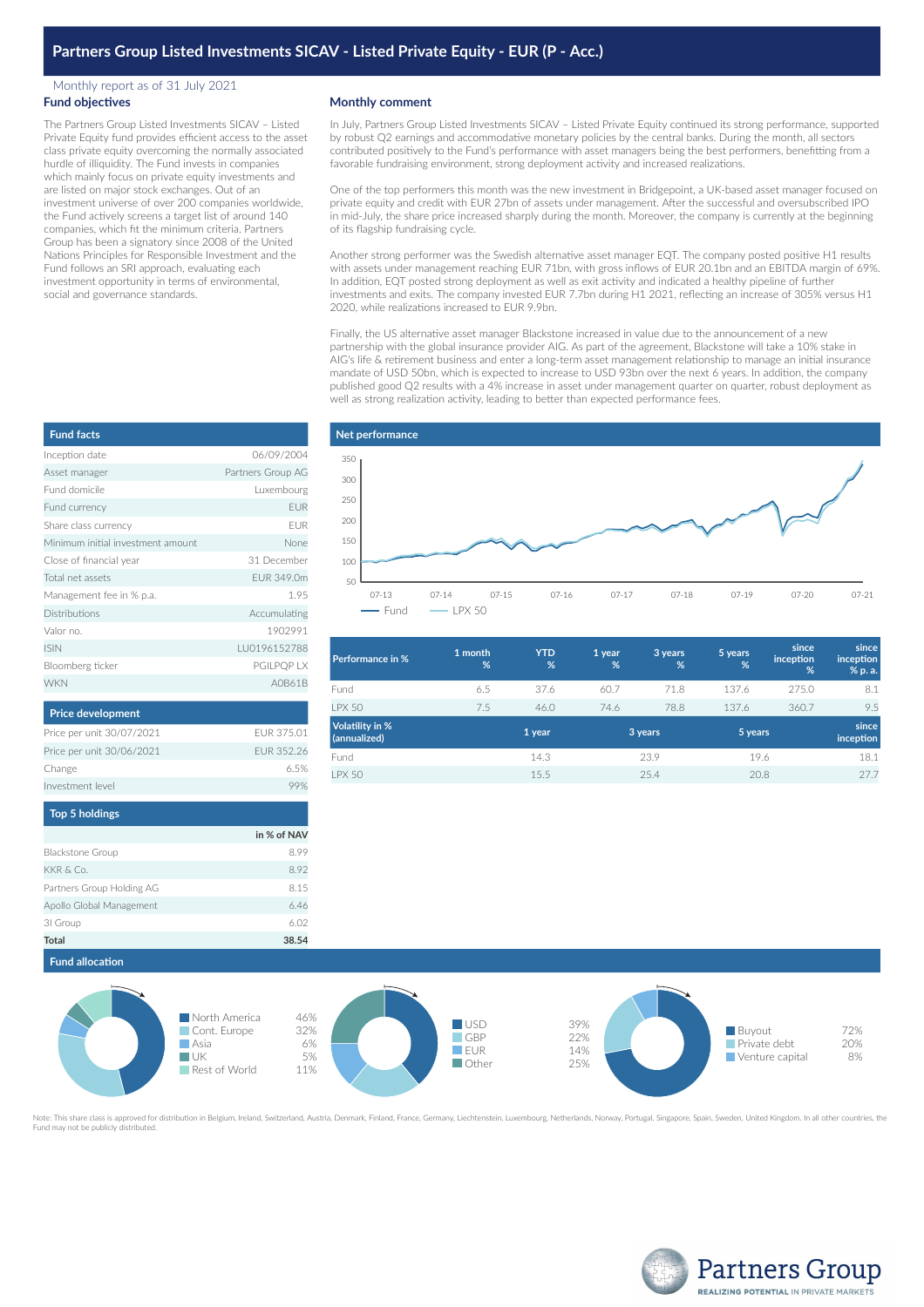# Partners Group Listed Investments SICAV - Listed Private Equity - EUR (P - Acc.)

Monthly report as of 31 July 2021

## Fund objectives

The Partners Group Listed Investments SICAV – Listed Private Equity fund provides efficient access to the asset class private equity overcoming the normally associated hurdle of illiquidity. The Fund invests in companies which mainly focus on private equity investments and are listed on major stock exchanges. Out of an investment universe of over 200 companies worldwide, the Fund actively screens a target list of around 140 companies, which fit the minimum criteria. Partners Group has been a signatory since 2008 of the United Nations Principles for Responsible Investment and the Fund follows an SRI approach, evaluating each investment opportunity in terms of environmental, social and governance standards.

## Monthly comment

In July, Partners Group Listed Investments SICAV – Listed Private Equity continued its strong performance, supported by robust Q2 earnings and accommodative monetary policies by the central banks. During the month, all sectors contributed positively to the Fund's performance with asset managers being the best performers, benefitting from a favorable fundraising environment, strong deployment activity and increased realizations.

One of the top performers this month was the new investment in Bridgepoint, a UK-based asset manager focused on private equity and credit with EUR 27bn of assets under management. After the successful and oversubscribed IPO in mid-July, the share price increased sharply during the month. Moreover, the company is currently at the beginning of its flagship fundraising cycle.

Another strong performer was the Swedish alternative asset manager EQT. The company posted positive H1 results with assets under management reaching EUR 71bn, with gross inflows of EUR 20.1bn and an EBITDA margin of 69%. In addition, EQT posted strong deployment as well as exit activity and indicated a healthy pipeline of further investments and exits. The company invested EUR 7.7bn during H1 2021, reflecting an increase of 305% versus H1 2020, while realizations increased to EUR 9.9bn.

Finally, the US alternative asset manager Blackstone increased in value due to the announcement of a new partnership with the global insurance provider AIG. As part of the agreement, Blackstone will take a 10% stake in AIG's life & retirement business and enter a long-term asset management relationship to manage an initial insurance mandate of USD 50bn, which is expected to increase to USD 93bn over the next 6 years. In addition, the company published good Q2 results with a 4% increase in asset under management quarter on quarter, robust deployment as well as strong realization activity, leading to better than expected performance fees.

## Fund facts

| | |
|---|---|
| Inception date | 06/09/2004 |
| Asset manager | Partners Group AG |
| Fund domicile | Luxembourg |
| Fund currency | EUR |
| Share class currency | EUR |
| Minimum initial investment amount | None |
| Close of financial year | 31 December |
| Total net assets | EUR 349.0m |
| Management fee in % p.a. | 1.95 |
| Distributions | Accumulating |
| Valor no. | 1902991 |
| ISIN | LU0196152788 |
| Bloomberg ticker | PGILPQP LX |
| WKN | A0B61B |

## Price development

| | |
|---|---|
| Price per unit 30/07/2021 | EUR 375.01 |
| Price per unit 30/06/2021 | EUR 352.26 |
| Change | 6.5% |
| Investment level | 99% |

## Top 5 holdings

| | in % of NAV |
|---|---|
| Blackstone Group | 8.99 |
| KKR & Co. | 8.92 |
| Partners Group Holding AG | 8.15 |
| Apollo Global Management | 6.46 |
| 3I Group | 6.02 |
| **Total** | **38.54** |

## Net performance

Legend: Fund, LPX 50

| Performance in % | 1 month % | YTD % | 1 year % | 3 years % | 5 years % | since inception % | since inception % p. a. |
|---|---|---|---|---|---|---|---|
| Fund | 6.5 | 37.6 | 60.7 | 71.8 | 137.6 | 275.0 | 8.1 |
| LPX 50 | 7.5 | 46.0 | 74.6 | 78.8 | 137.6 | 360.7 | 9.5 |

| Volatility in % (annualized) | 1 year | 3 years | 5 years | since inception |
|---|---|---|---|---|
| Fund | 14.3 | 23.9 | 19.6 | 18.1 |
| LPX 50 | 15.5 | 25.4 | 20.8 | 27.7 |

## Fund allocation

| Region | % |
|---|---|
| North America | 46% |
| Cont. Europe | 32% |
| Asia | 6% |
| UK | 5% |
| Rest of World | 11% |

| Currency | % |
|---|---|
| USD | 39% |
| GBP | 22% |
| EUR | 14% |
| Other | 25% |

| Strategy | % |
|---|---|
| Buyout | 72% |
| Private debt | 20% |
| Venture capital | 8% |

Note: This share class is approved for distribution in Belgium, Ireland, Switzerland, Austria, Denmark, Finland, France, Germany, Liechtenstein, Luxembourg, Netherlands, Norway, Portugal, Singapore, Spain, Sweden, United Kingdom. In all other countries, the Fund may not be publicly distributed.

Partners Group
REALIZING POTENTIAL IN PRIVATE MARKETS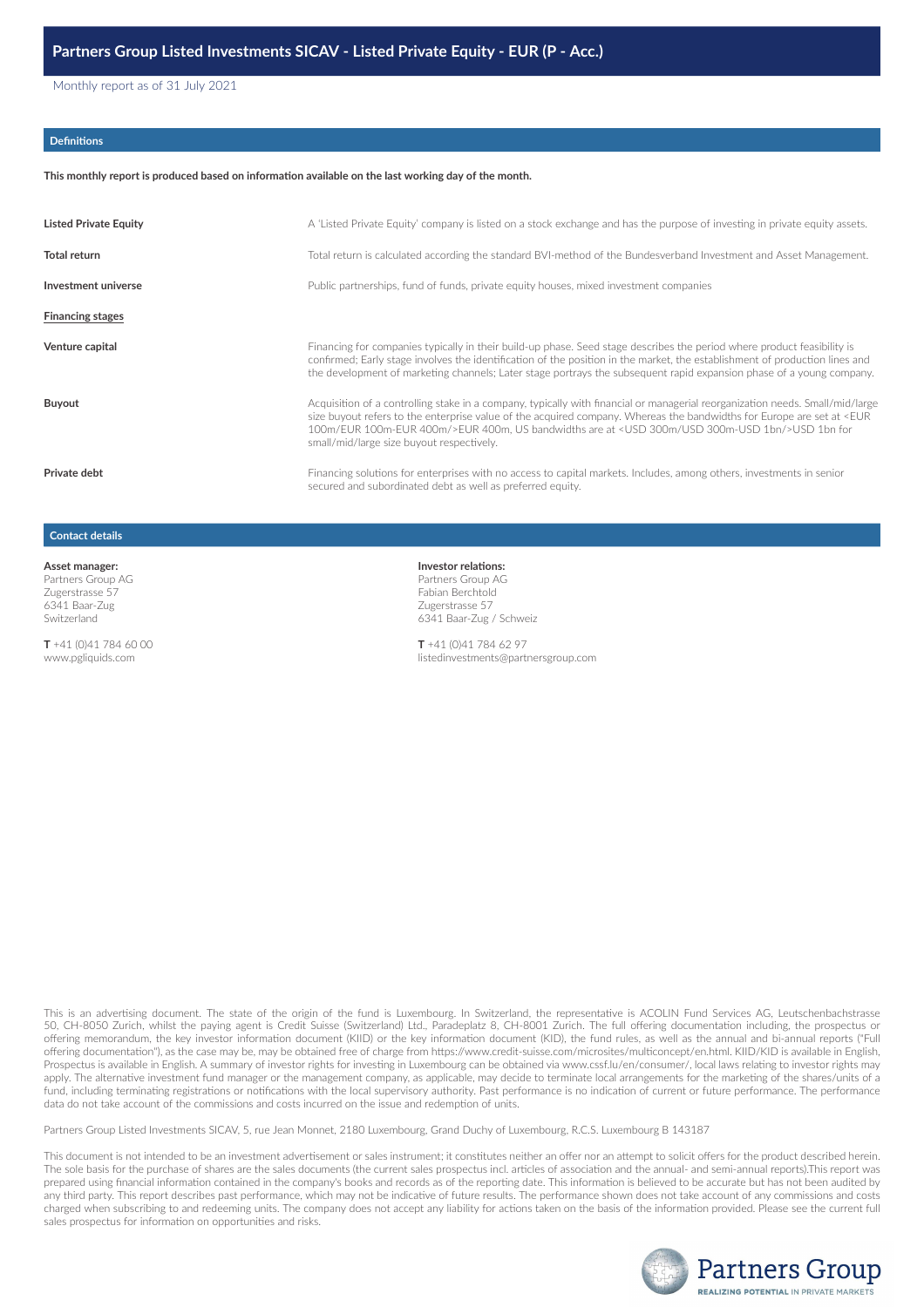## Partners Group Listed Investments SICAV - Listed Private Equity - EUR (P - Acc.)

Monthly report as of 31 July 2021

### Definitions

**This monthly report is produced based on information available on the last working day of the month.**

**Listed Private Equity** — A 'Listed Private Equity' company is listed on a stock exchange and has the purpose of investing in private equity assets.

**Total return** — Total return is calculated according the standard BVI-method of the Bundesverband Investment and Asset Management.

**Investment universe** — Public partnerships, fund of funds, private equity houses, mixed investment companies

**Financing stages**

**Venture capital** — Financing for companies typically in their build-up phase. Seed stage describes the period where product feasibility is confirmed; Early stage involves the identification of the position in the market, the establishment of production lines and the development of marketing channels; Later stage portrays the subsequent rapid expansion phase of a young company.

**Buyout** — Acquisition of a controlling stake in a company, typically with financial or managerial reorganization needs. Small/mid/large size buyout refers to the enterprise value of the acquired company. Whereas the bandwidths for Europe are set at <EUR 100m/EUR 100m-EUR 400m/>EUR 400m, US bandwidths are at <USD 300m/USD 300m-USD 1bn/>USD 1bn for small/mid/large size buyout respectively.

**Private debt** — Financing solutions for enterprises with no access to capital markets. Includes, among others, investments in senior secured and subordinated debt as well as preferred equity.

### Contact details

**Asset manager:**
Partners Group AG
Zugerstrasse 57
6341 Baar-Zug
Switzerland

**T** +41 (0)41 784 60 00
www.pgliquids.com

**Investor relations:**
Partners Group AG
Fabian Berchtold
Zugerstrasse 57
6341 Baar-Zug / Schweiz

**T** +41 (0)41 784 62 97
listedinvestments@partnersgroup.com

This is an advertising document. The state of the origin of the fund is Luxembourg. In Switzerland, the representative is ACOLIN Fund Services AG, Leutschenbachstrasse 50, CH-8050 Zurich, whilst the paying agent is Credit Suisse (Switzerland) Ltd., Paradeplatz 8, CH-8001 Zurich. The full offering documentation including, the prospectus or offering memorandum, the key investor information document (KIID) or the key information document (KID), the fund rules, as well as the annual and bi-annual reports ("Full offering documentation"), as the case may be, may be obtained free of charge from https://www.credit-suisse.com/microsites/multiconcept/en.html. KIID/KID is available in English, Prospectus is available in English. A summary of investor rights for investing in Luxembourg can be obtained via www.cssf.lu/en/consumer/, local laws relating to investor rights may apply. The alternative investment fund manager or the management company, as applicable, may decide to terminate local arrangements for the marketing of the shares/units of a fund, including terminating registrations or notifications with the local supervisory authority. Past performance is no indication of current or future performance. The performance data do not take account of the commissions and costs incurred on the issue and redemption of units.

Partners Group Listed Investments SICAV, 5, rue Jean Monnet, 2180 Luxembourg, Grand Duchy of Luxembourg, R.C.S. Luxembourg B 143187

This document is not intended to be an investment advertisement or sales instrument; it constitutes neither an offer nor an attempt to solicit offers for the product described herein. The sole basis for the purchase of shares are the sales documents (the current sales prospectus incl. articles of association and the annual- and semi-annual reports).This report was prepared using financial information contained in the company's books and records as of the reporting date. This information is believed to be accurate but has not been audited by any third party. This report describes past performance, which may not be indicative of future results. The performance shown does not take account of any commissions and costs charged when subscribing to and redeeming units. The company does not accept any liability for actions taken on the basis of the information provided. Please see the current full sales prospectus for information on opportunities and risks.

Partners Group
REALIZING POTENTIAL IN PRIVATE MARKETS